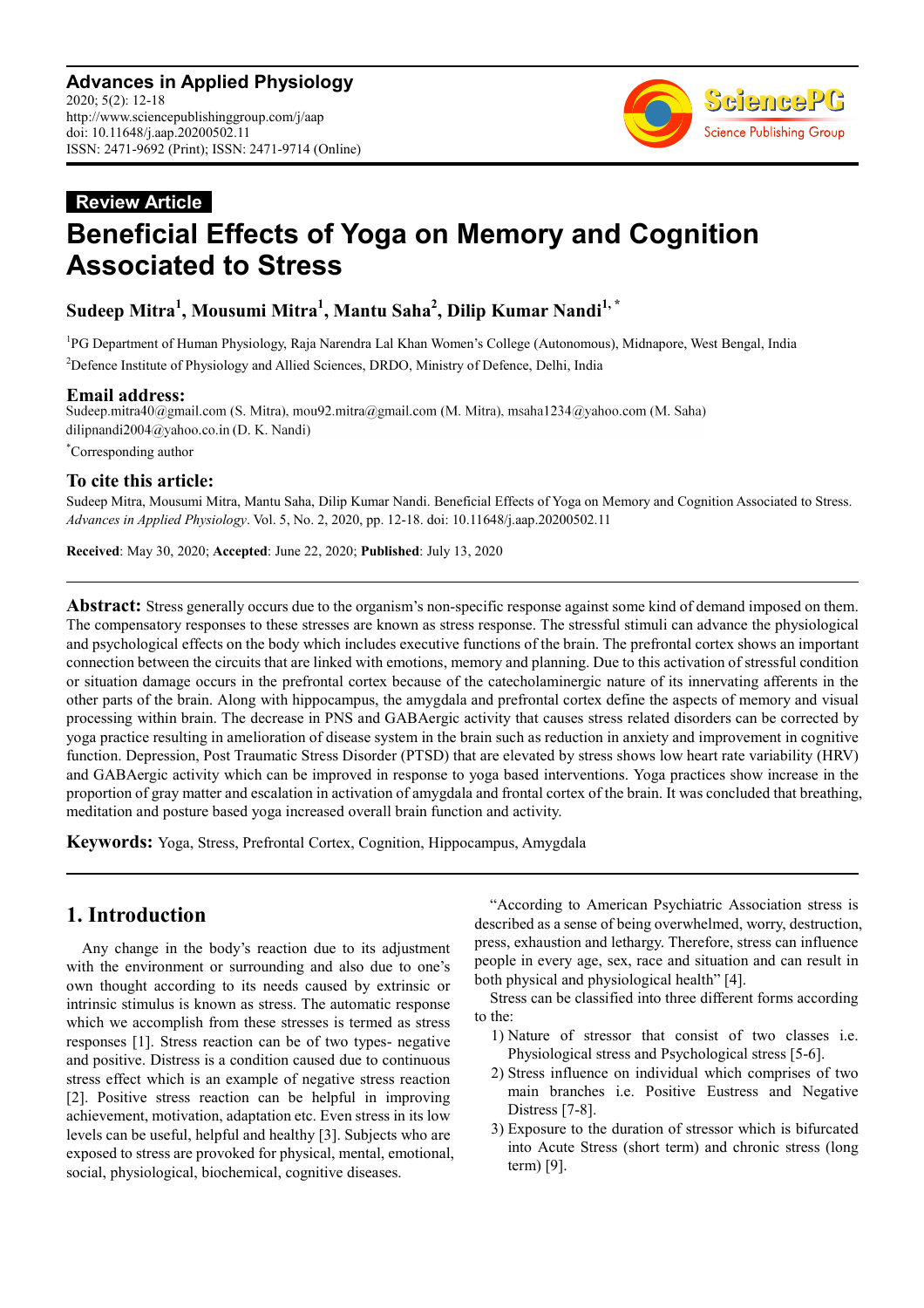**Advances in Applied Physiology**
2020; 5(2): 12-18
http://www.sciencepublishinggroup.com/j/aap
doi: 10.11648/j.aap.20200502.11
ISSN: 2471-9692 (Print); ISSN: 2471-9714 (Online)

**Review Article**

# Beneficial Effects of Yoga on Memory and Cognition Associated to Stress

**Sudeep Mitra[1], Mousumi Mitra[1], Mantu Saha[2], Dilip Kumar Nandi[1, *]**

[1]PG Department of Human Physiology, Raja Narendra Lal Khan Women's College (Autonomous), Midnapore, West Bengal, India

[2]Defence Institute of Physiology and Allied Sciences, DRDO, Ministry of Defence, Delhi, India

## Email address:

Sudeep.mitra40@gmail.com (S. Mitra), mou92.mitra@gmail.com (M. Mitra), msaha1234@yahoo.com (M. Saha)
dilipnandi2004@yahoo.co.in (D. K. Nandi)

*Corresponding author

## To cite this article:

Sudeep Mitra, Mousumi Mitra, Mantu Saha, Dilip Kumar Nandi. Beneficial Effects of Yoga on Memory and Cognition Associated to Stress. *Advances in Applied Physiology*. Vol. 5, No. 2, 2020, pp. 12-18. doi: 10.11648/j.aap.20200502.11

**Received**: May 30, 2020; **Accepted**: June 22, 2020; **Published**: July 13, 2020

---

**Abstract:** Stress generally occurs due to the organism's non-specific response against some kind of demand imposed on them. The compensatory responses to these stresses are known as stress response. The stressful stimuli can advance the physiological and psychological effects on the body which includes executive functions of the brain. The prefrontal cortex shows an important connection between the circuits that are linked with emotions, memory and planning. Due to this activation of stressful condition or situation damage occurs in the prefrontal cortex because of the catecholaminergic nature of its innervating afferents in the other parts of the brain. Along with hippocampus, the amygdala and prefrontal cortex define the aspects of memory and visual processing within brain. The decrease in PNS and GABAergic activity that causes stress related disorders can be corrected by yoga practice resulting in amelioration of disease system in the brain such as reduction in anxiety and improvement in cognitive function. Depression, Post Traumatic Stress Disorder (PTSD) that are elevated by stress shows low heart rate variability (HRV) and GABAergic activity which can be improved in response to yoga based interventions. Yoga practices show increase in the proportion of gray matter and escalation in activation of amygdala and frontal cortex of the brain. It was concluded that breathing, meditation and posture based yoga increased overall brain function and activity.

**Keywords:** Yoga, Stress, Prefrontal Cortex, Cognition, Hippocampus, Amygdala

---

## 1. Introduction

Any change in the body's reaction due to its adjustment with the environment or surrounding and also due to one's own thought according to its needs caused by extrinsic or intrinsic stimulus is known as stress. The automatic response which we accomplish from these stresses is termed as stress responses [1]. Stress reaction can be of two types- negative and positive. Distress is a condition caused due to continuous stress effect which is an example of negative stress reaction [2]. Positive stress reaction can be helpful in improving achievement, motivation, adaptation etc. Even stress in its low levels can be useful, helpful and healthy [3]. Subjects who are exposed to stress are provoked for physical, mental, emotional, social, physiological, biochemical, cognitive diseases.

"According to American Psychiatric Association stress is described as a sense of being overwhelmed, worry, destruction, press, exhaustion and lethargy. Therefore, stress can influence people in every age, sex, race and situation and can result in both physical and physiological health" [4].

Stress can be classified into three different forms according to the:

1) Nature of stressor that consist of two classes i.e. Physiological stress and Psychological stress [5-6].
2) Stress influence on individual which comprises of two main branches i.e. Positive Eustress and Negative Distress [7-8].
3) Exposure to the duration of stressor which is bifurcated into Acute Stress (short term) and chronic stress (long term) [9].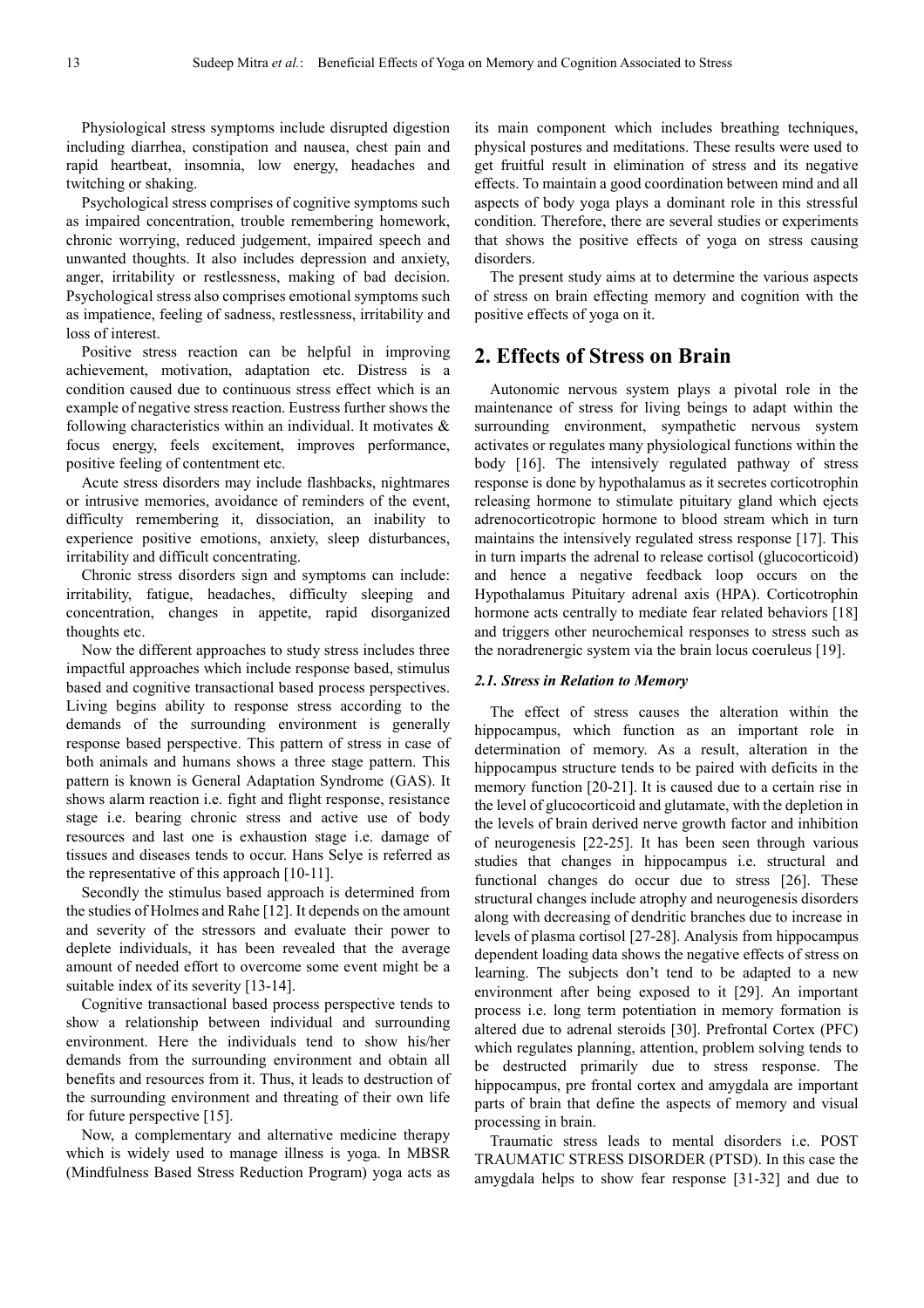Physiological stress symptoms include disrupted digestion including diarrhea, constipation and nausea, chest pain and rapid heartbeat, insomnia, low energy, headaches and twitching or shaking.

Psychological stress comprises of cognitive symptoms such as impaired concentration, trouble remembering homework, chronic worrying, reduced judgement, impaired speech and unwanted thoughts. It also includes depression and anxiety, anger, irritability or restlessness, making of bad decision. Psychological stress also comprises emotional symptoms such as impatience, feeling of sadness, restlessness, irritability and loss of interest.

Positive stress reaction can be helpful in improving achievement, motivation, adaptation etc. Distress is a condition caused due to continuous stress effect which is an example of negative stress reaction. Eustress further shows the following characteristics within an individual. It motivates & focus energy, feels excitement, improves performance, positive feeling of contentment etc.

Acute stress disorders may include flashbacks, nightmares or intrusive memories, avoidance of reminders of the event, difficulty remembering it, dissociation, an inability to experience positive emotions, anxiety, sleep disturbances, irritability and difficult concentrating.

Chronic stress disorders sign and symptoms can include: irritability, fatigue, headaches, difficulty sleeping and concentration, changes in appetite, rapid disorganized thoughts etc.

Now the different approaches to study stress includes three impactful approaches which include response based, stimulus based and cognitive transactional based process perspectives. Living begins ability to response stress according to the demands of the surrounding environment is generally response based perspective. This pattern of stress in case of both animals and humans shows a three stage pattern. This pattern is known is General Adaptation Syndrome (GAS). It shows alarm reaction i.e. fight and flight response, resistance stage i.e. bearing chronic stress and active use of body resources and last one is exhaustion stage i.e. damage of tissues and diseases tends to occur. Hans Selye is referred as the representative of this approach [10-11].

Secondly the stimulus based approach is determined from the studies of Holmes and Rahe [12]. It depends on the amount and severity of the stressors and evaluate their power to deplete individuals, it has been revealed that the average amount of needed effort to overcome some event might be a suitable index of its severity [13-14].

Cognitive transactional based process perspective tends to show a relationship between individual and surrounding environment. Here the individuals tend to show his/her demands from the surrounding environment and obtain all benefits and resources from it. Thus, it leads to destruction of the surrounding environment and threating of their own life for future perspective [15].

Now, a complementary and alternative medicine therapy which is widely used to manage illness is yoga. In MBSR (Mindfulness Based Stress Reduction Program) yoga acts as its main component which includes breathing techniques, physical postures and meditations. These results were used to get fruitful result in elimination of stress and its negative effects. To maintain a good coordination between mind and all aspects of body yoga plays a dominant role in this stressful condition. Therefore, there are several studies or experiments that shows the positive effects of yoga on stress causing disorders.

The present study aims at to determine the various aspects of stress on brain effecting memory and cognition with the positive effects of yoga on it.

## 2. Effects of Stress on Brain

Autonomic nervous system plays a pivotal role in the maintenance of stress for living beings to adapt within the surrounding environment, sympathetic nervous system activates or regulates many physiological functions within the body [16]. The intensively regulated pathway of stress response is done by hypothalamus as it secretes corticotrophin releasing hormone to stimulate pituitary gland which ejects adrenocorticotropic hormone to blood stream which in turn maintains the intensively regulated stress response [17]. This in turn imparts the adrenal to release cortisol (glucocorticoid) and hence a negative feedback loop occurs on the Hypothalamus Pituitary adrenal axis (HPA). Corticotrophin hormone acts centrally to mediate fear related behaviors [18] and triggers other neurochemical responses to stress such as the noradrenergic system via the brain locus coeruleus [19].

### *2.1. Stress in Relation to Memory*

The effect of stress causes the alteration within the hippocampus, which function as an important role in determination of memory. As a result, alteration in the hippocampus structure tends to be paired with deficits in the memory function [20-21]. It is caused due to a certain rise in the level of glucocorticoid and glutamate, with the depletion in the levels of brain derived nerve growth factor and inhibition of neurogenesis [22-25]. It has been seen through various studies that changes in hippocampus i.e. structural and functional changes do occur due to stress [26]. These structural changes include atrophy and neurogenesis disorders along with decreasing of dendritic branches due to increase in levels of plasma cortisol [27-28]. Analysis from hippocampus dependent loading data shows the negative effects of stress on learning. The subjects don't tend to be adapted to a new environment after being exposed to it [29]. An important process i.e. long term potentiation in memory formation is altered due to adrenal steroids [30]. Prefrontal Cortex (PFC) which regulates planning, attention, problem solving tends to be destructed primarily due to stress response. The hippocampus, pre frontal cortex and amygdala are important parts of brain that define the aspects of memory and visual processing in brain.

Traumatic stress leads to mental disorders i.e. POST TRAUMATIC STRESS DISORDER (PTSD). In this case the amygdala helps to show fear response [31-32] and due to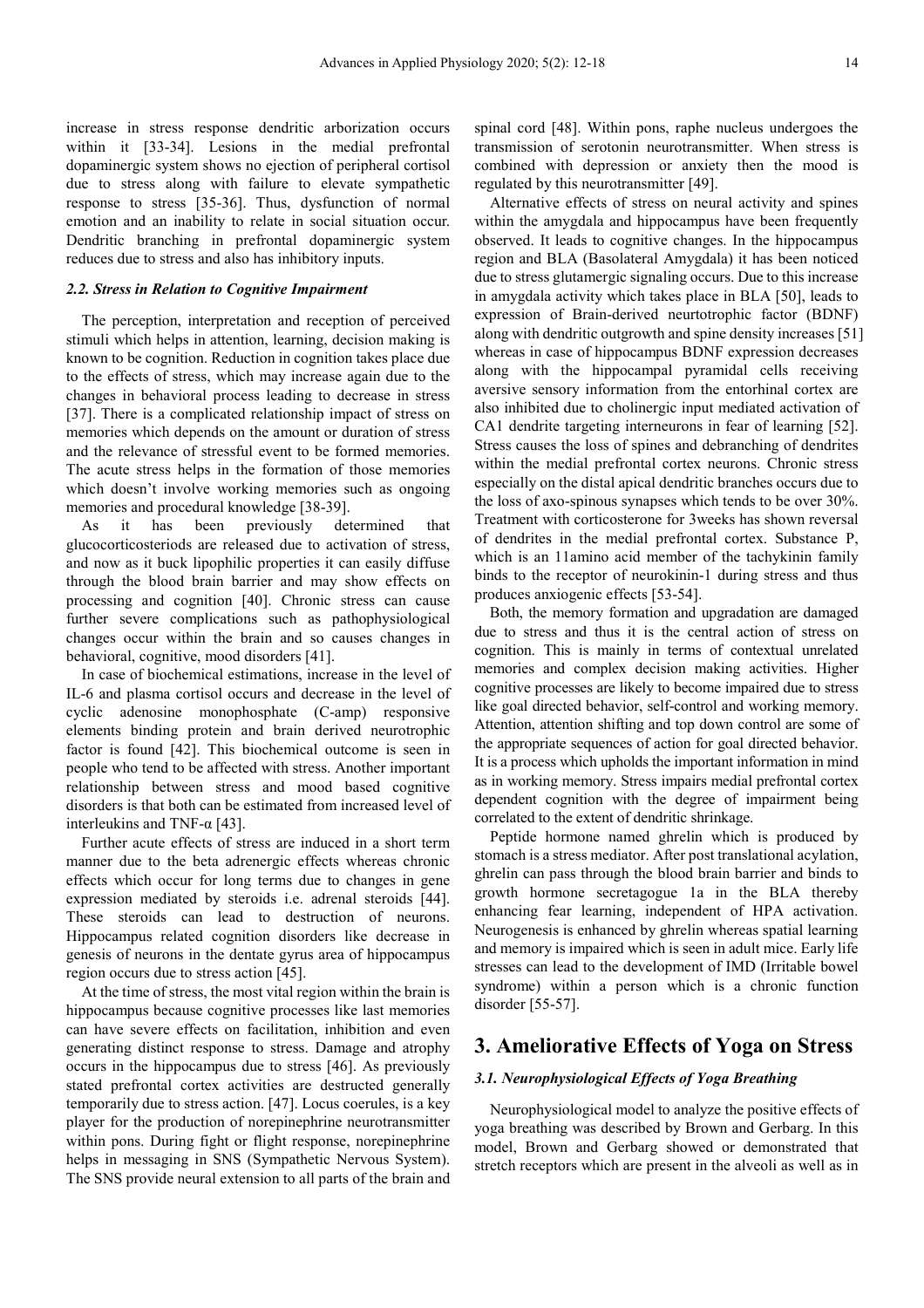increase in stress response dendritic arborization occurs within it [33-34]. Lesions in the medial prefrontal dopaminergic system shows no ejection of peripheral cortisol due to stress along with failure to elevate sympathetic response to stress [35-36]. Thus, dysfunction of normal emotion and an inability to relate in social situation occur. Dendritic branching in prefrontal dopaminergic system reduces due to stress and also has inhibitory inputs.

### *2.2. Stress in Relation to Cognitive Impairment*

The perception, interpretation and reception of perceived stimuli which helps in attention, learning, decision making is known to be cognition. Reduction in cognition takes place due to the effects of stress, which may increase again due to the changes in behavioral process leading to decrease in stress [37]. There is a complicated relationship impact of stress on memories which depends on the amount or duration of stress and the relevance of stressful event to be formed memories. The acute stress helps in the formation of those memories which doesn't involve working memories such as ongoing memories and procedural knowledge [38-39].

As it has been previously determined that glucocorticosteriods are released due to activation of stress, and now as it buck lipophilic properties it can easily diffuse through the blood brain barrier and may show effects on processing and cognition [40]. Chronic stress can cause further severe complications such as pathophysiological changes occur within the brain and so causes changes in behavioral, cognitive, mood disorders [41].

In case of biochemical estimations, increase in the level of IL-6 and plasma cortisol occurs and decrease in the level of cyclic adenosine monophosphate (C-amp) responsive elements binding protein and brain derived neurotrophic factor is found [42]. This biochemical outcome is seen in people who tend to be affected with stress. Another important relationship between stress and mood based cognitive disorders is that both can be estimated from increased level of interleukins and TNF-α [43].

Further acute effects of stress are induced in a short term manner due to the beta adrenergic effects whereas chronic effects which occur for long terms due to changes in gene expression mediated by steroids i.e. adrenal steroids [44]. These steroids can lead to destruction of neurons. Hippocampus related cognition disorders like decrease in genesis of neurons in the dentate gyrus area of hippocampus region occurs due to stress action [45].

At the time of stress, the most vital region within the brain is hippocampus because cognitive processes like last memories can have severe effects on facilitation, inhibition and even generating distinct response to stress. Damage and atrophy occurs in the hippocampus due to stress [46]. As previously stated prefrontal cortex activities are destructed generally temporarily due to stress action. [47]. Locus coerules, is a key player for the production of norepinephrine neurotransmitter within pons. During fight or flight response, norepinephrine helps in messaging in SNS (Sympathetic Nervous System). The SNS provide neural extension to all parts of the brain and spinal cord [48]. Within pons, raphe nucleus undergoes the transmission of serotonin neurotransmitter. When stress is combined with depression or anxiety then the mood is regulated by this neurotransmitter [49].

Alternative effects of stress on neural activity and spines within the amygdala and hippocampus have been frequently observed. It leads to cognitive changes. In the hippocampus region and BLA (Basolateral Amygdala) it has been noticed due to stress glutamergic signaling occurs. Due to this increase in amygdala activity which takes place in BLA [50], leads to expression of Brain-derived neurtotrophic factor (BDNF) along with dendritic outgrowth and spine density increases [51] whereas in case of hippocampus BDNF expression decreases along with the hippocampal pyramidal cells receiving aversive sensory information from the entorhinal cortex are also inhibited due to cholinergic input mediated activation of CA1 dendrite targeting interneurons in fear of learning [52]. Stress causes the loss of spines and debranching of dendrites within the medial prefrontal cortex neurons. Chronic stress especially on the distal apical dendritic branches occurs due to the loss of axo-spinous synapses which tends to be over 30%. Treatment with corticosterone for 3weeks has shown reversal of dendrites in the medial prefrontal cortex. Substance P, which is an 11amino acid member of the tachykinin family binds to the receptor of neurokinin-1 during stress and thus produces anxiogenic effects [53-54].

Both, the memory formation and upgradation are damaged due to stress and thus it is the central action of stress on cognition. This is mainly in terms of contextual unrelated memories and complex decision making activities. Higher cognitive processes are likely to become impaired due to stress like goal directed behavior, self-control and working memory. Attention, attention shifting and top down control are some of the appropriate sequences of action for goal directed behavior. It is a process which upholds the important information in mind as in working memory. Stress impairs medial prefrontal cortex dependent cognition with the degree of impairment being correlated to the extent of dendritic shrinkage.

Peptide hormone named ghrelin which is produced by stomach is a stress mediator. After post translational acylation, ghrelin can pass through the blood brain barrier and binds to growth hormone secretagogue 1a in the BLA thereby enhancing fear learning, independent of HPA activation. Neurogenesis is enhanced by ghrelin whereas spatial learning and memory is impaired which is seen in adult mice. Early life stresses can lead to the development of IMD (Irritable bowel syndrome) within a person which is a chronic function disorder [55-57].

## 3. Ameliorative Effects of Yoga on Stress

### *3.1. Neurophysiological Effects of Yoga Breathing*

Neurophysiological model to analyze the positive effects of yoga breathing was described by Brown and Gerbarg. In this model, Brown and Gerbarg showed or demonstrated that stretch receptors which are present in the alveoli as well as in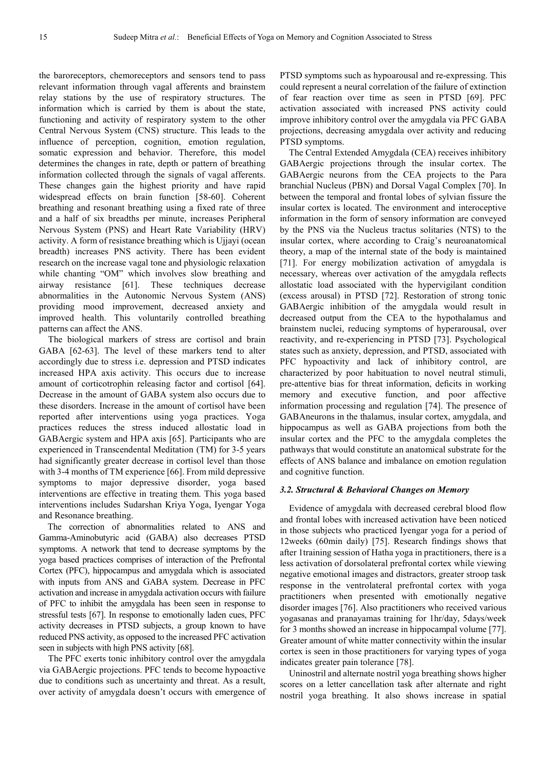the baroreceptors, chemoreceptors and sensors tend to pass relevant information through vagal afferents and brainstem relay stations by the use of respiratory structures. The information which is carried by them is about the state, functioning and activity of respiratory system to the other Central Nervous System (CNS) structure. This leads to the influence of perception, cognition, emotion regulation, somatic expression and behavior. Therefore, this model determines the changes in rate, depth or pattern of breathing information collected through the signals of vagal afferents. These changes gain the highest priority and have rapid widespread effects on brain function [58-60]. Coherent breathing and resonant breathing using a fixed rate of three and a half of six breadths per minute, increases Peripheral Nervous System (PNS) and Heart Rate Variability (HRV) activity. A form of resistance breathing which is Ujjayi (ocean breadth) increases PNS activity. There has been evident research on the increase vagal tone and physiologic relaxation while chanting "OM" which involves slow breathing and airway resistance [61]. These techniques decrease abnormalities in the Autonomic Nervous System (ANS) providing mood improvement, decreased anxiety and improved health. This voluntarily controlled breathing patterns can affect the ANS.

The biological markers of stress are cortisol and brain GABA [62-63]. The level of these markers tend to alter accordingly due to stress i.e. depression and PTSD indicates increased HPA axis activity. This occurs due to increase amount of corticotrophin releasing factor and cortisol [64]. Decrease in the amount of GABA system also occurs due to these disorders. Increase in the amount of cortisol have been reported after interventions using yoga practices. Yoga practices reduces the stress induced allostatic load in GABAergic system and HPA axis [65]. Participants who are experienced in Transcendental Meditation (TM) for 3-5 years had significantly greater decrease in cortisol level than those with 3-4 months of TM experience [66]. From mild depressive symptoms to major depressive disorder, yoga based interventions are effective in treating them. This yoga based interventions includes Sudarshan Kriya Yoga, Iyengar Yoga and Resonance breathing.

The correction of abnormalities related to ANS and Gamma-Aminobutyric acid (GABA) also decreases PTSD symptoms. A network that tend to decrease symptoms by the yoga based practices comprises of interaction of the Prefrontal Cortex (PFC), hippocampus and amygdala which is associated with inputs from ANS and GABA system. Decrease in PFC activation and increase in amygdala activation occurs with failure of PFC to inhibit the amygdala has been seen in response to stressful tests [67]. In response to emotionally laden cues, PFC activity decreases in PTSD subjects, a group known to have reduced PNS activity, as opposed to the increased PFC activation seen in subjects with high PNS activity [68].

The PFC exerts tonic inhibitory control over the amygdala via GABAergic projections. PFC tends to become hypoactive due to conditions such as uncertainty and threat. As a result, over activity of amygdala doesn't occurs with emergence of PTSD symptoms such as hypoarousal and re-expressing. This could represent a neural correlation of the failure of extinction of fear reaction over time as seen in PTSD [69]. PFC activation associated with increased PNS activity could improve inhibitory control over the amygdala via PFC GABA projections, decreasing amygdala over activity and reducing PTSD symptoms.

The Central Extended Amygdala (CEA) receives inhibitory GABAergic projections through the insular cortex. The GABAergic neurons from the CEA projects to the Para branchial Nucleus (PBN) and Dorsal Vagal Complex [70]. In between the temporal and frontal lobes of sylvian fissure the insular cortex is located. The environment and interoceptive information in the form of sensory information are conveyed by the PNS via the Nucleus tractus solitaries (NTS) to the insular cortex, where according to Craig's neuroanatomical theory, a map of the internal state of the body is maintained [71]. For energy mobilization activation of amygdala is necessary, whereas over activation of the amygdala reflects allostatic load associated with the hypervigilant condition (excess arousal) in PTSD [72]. Restoration of strong tonic GABAergic inhibition of the amygdala would result in decreased output from the CEA to the hypothalamus and brainstem nuclei, reducing symptoms of hyperarousal, over reactivity, and re-experiencing in PTSD [73]. Psychological states such as anxiety, depression, and PTSD, associated with PFC hypoactivity and lack of inhibitory control, are characterized by poor habituation to novel neutral stimuli, pre-attentive bias for threat information, deficits in working memory and executive function, and poor affective information processing and regulation [74]. The presence of GABAneurons in the thalamus, insular cortex, amygdala, and hippocampus as well as GABA projections from both the insular cortex and the PFC to the amygdala completes the pathways that would constitute an anatomical substrate for the effects of ANS balance and imbalance on emotion regulation and cognitive function.

### *3.2. Structural & Behavioral Changes on Memory*

Evidence of amygdala with decreased cerebral blood flow and frontal lobes with increased activation have been noticed in those subjects who practiced Iyengar yoga for a period of 12weeks (60min daily) [75]. Research findings shows that after 1training session of Hatha yoga in practitioners, there is a less activation of dorsolateral prefrontal cortex while viewing negative emotional images and distractors, greater stroop task response in the ventrolateral prefrontal cortex with yoga practitioners when presented with emotionally negative disorder images [76]. Also practitioners who received various yogasanas and pranayamas training for 1hr/day, 5days/week for 3 months showed an increase in hippocampal volume [77]. Greater amount of white matter connectivity within the insular cortex is seen in those practitioners for varying types of yoga indicates greater pain tolerance [78].

Uninostril and alternate nostril yoga breathing shows higher scores on a letter cancellation task after alternate and right nostril yoga breathing. It also shows increase in spatial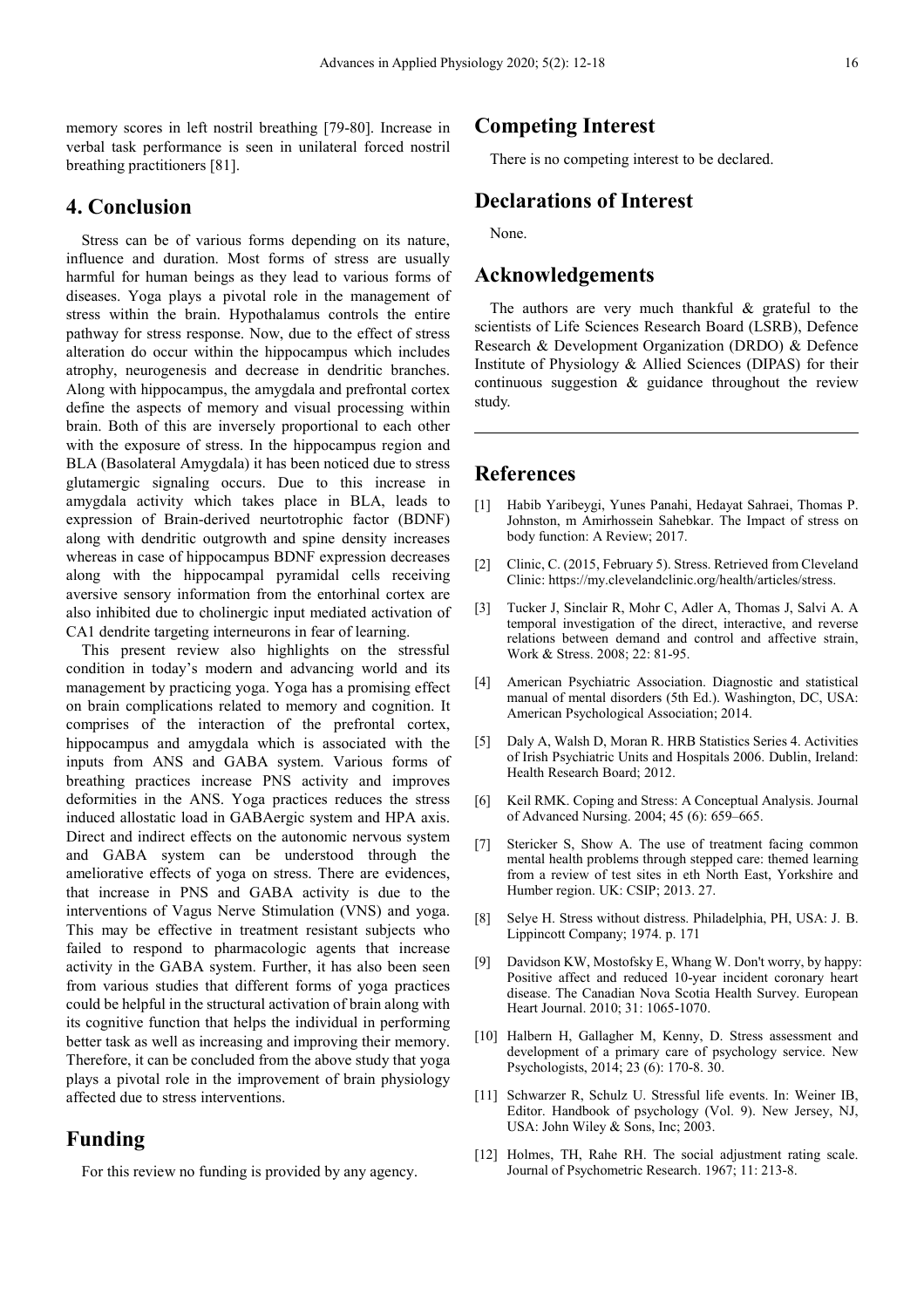memory scores in left nostril breathing [79-80]. Increase in verbal task performance is seen in unilateral forced nostril breathing practitioners [81].

## 4. Conclusion

Stress can be of various forms depending on its nature, influence and duration. Most forms of stress are usually harmful for human beings as they lead to various forms of diseases. Yoga plays a pivotal role in the management of stress within the brain. Hypothalamus controls the entire pathway for stress response. Now, due to the effect of stress alteration do occur within the hippocampus which includes atrophy, neurogenesis and decrease in dendritic branches. Along with hippocampus, the amygdala and prefrontal cortex define the aspects of memory and visual processing within brain. Both of this are inversely proportional to each other with the exposure of stress. In the hippocampus region and BLA (Basolateral Amygdala) it has been noticed due to stress glutamergic signaling occurs. Due to this increase in amygdala activity which takes place in BLA, leads to expression of Brain-derived neurtotrophic factor (BDNF) along with dendritic outgrowth and spine density increases whereas in case of hippocampus BDNF expression decreases along with the hippocampal pyramidal cells receiving aversive sensory information from the entorhinal cortex are also inhibited due to cholinergic input mediated activation of CA1 dendrite targeting interneurons in fear of learning.

This present review also highlights on the stressful condition in today's modern and advancing world and its management by practicing yoga. Yoga has a promising effect on brain complications related to memory and cognition. It comprises of the interaction of the prefrontal cortex, hippocampus and amygdala which is associated with the inputs from ANS and GABA system. Various forms of breathing practices increase PNS activity and improves deformities in the ANS. Yoga practices reduces the stress induced allostatic load in GABAergic system and HPA axis. Direct and indirect effects on the autonomic nervous system and GABA system can be understood through the ameliorative effects of yoga on stress. There are evidences, that increase in PNS and GABA activity is due to the interventions of Vagus Nerve Stimulation (VNS) and yoga. This may be effective in treatment resistant subjects who failed to respond to pharmacologic agents that increase activity in the GABA system. Further, it has also been seen from various studies that different forms of yoga practices could be helpful in the structural activation of brain along with its cognitive function that helps the individual in performing better task as well as increasing and improving their memory. Therefore, it can be concluded from the above study that yoga plays a pivotal role in the improvement of brain physiology affected due to stress interventions.

## Funding

For this review no funding is provided by any agency.

## Competing Interest

There is no competing interest to be declared.

## Declarations of Interest

None.

## Acknowledgements

The authors are very much thankful & grateful to the scientists of Life Sciences Research Board (LSRB), Defence Research & Development Organization (DRDO) & Defence Institute of Physiology & Allied Sciences (DIPAS) for their continuous suggestion & guidance throughout the review study.

## References

[1] Habib Yaribeygi, Yunes Panahi, Hedayat Sahraei, Thomas P. Johnston, m Amirhossein Sahebkar. The Impact of stress on body function: A Review; 2017.

[2] Clinic, C. (2015, February 5). Stress. Retrieved from Cleveland Clinic: https://my.clevelandclinic.org/health/articles/stress.

[3] Tucker J, Sinclair R, Mohr C, Adler A, Thomas J, Salvi A. A temporal investigation of the direct, interactive, and reverse relations between demand and control and affective strain, Work & Stress. 2008; 22: 81-95.

[4] American Psychiatric Association. Diagnostic and statistical manual of mental disorders (5th Ed.). Washington, DC, USA: American Psychological Association; 2014.

[5] Daly A, Walsh D, Moran R. HRB Statistics Series 4. Activities of Irish Psychiatric Units and Hospitals 2006. Dublin, Ireland: Health Research Board; 2012.

[6] Keil RMK. Coping and Stress: A Conceptual Analysis. Journal of Advanced Nursing. 2004; 45 (6): 659–665.

[7] Stericker S, Show A. The use of treatment facing common mental health problems through stepped care: themed learning from a review of test sites in eth North East, Yorkshire and Humber region. UK: CSIP; 2013. 27.

[8] Selye H. Stress without distress. Philadelphia, PH, USA: J. B. Lippincott Company; 1974. p. 171

[9] Davidson KW, Mostofsky E, Whang W. Don't worry, by happy: Positive affect and reduced 10-year incident coronary heart disease. The Canadian Nova Scotia Health Survey. European Heart Journal. 2010; 31: 1065-1070.

[10] Halbern H, Gallagher M, Kenny, D. Stress assessment and development of a primary care of psychology service. New Psychologists, 2014; 23 (6): 170-8. 30.

[11] Schwarzer R, Schulz U. Stressful life events. In: Weiner IB, Editor. Handbook of psychology (Vol. 9). New Jersey, NJ, USA: John Wiley & Sons, Inc; 2003.

[12] Holmes, TH, Rahe RH. The social adjustment rating scale. Journal of Psychometric Research. 1967; 11: 213-8.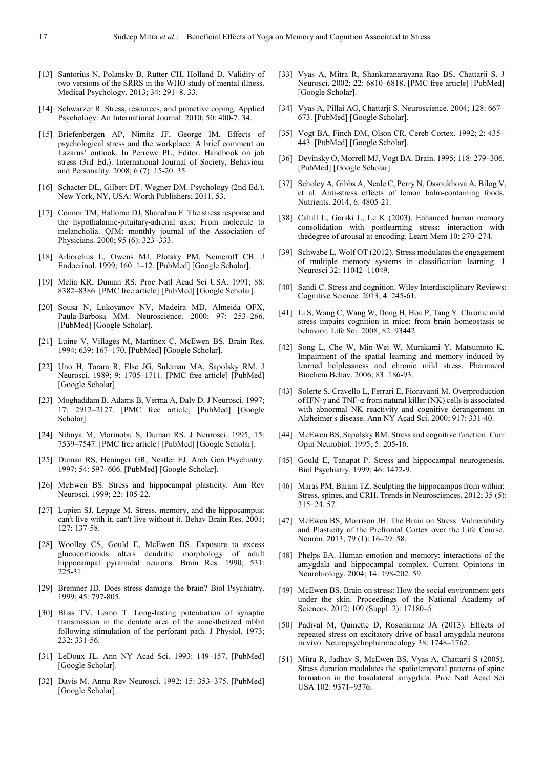[13] Santorius N, Polansky B, Rutter CH, Holland D. Validity of two versions of the SRRS in the WHO study of mental illness. Medical Psychology. 2013; 34: 291–8. 33.

[14] Schwarzer R. Stress, resources, and proactive coping. Applied Psychology: An International Journal. 2010; 50: 400-7. 34.

[15] Briefenbergen AP, Nimitz JF, George IM. Effects of psychological stress and the workplace: A brief comment on Lazarus' outlook. In Perrewe PL, Editor. Handbook on job stress (3rd Ed.). International Journal of Society, Behaviour and Personality. 2008; 6 (7): 15-20. 35

[16] Schacter DL, Gilbert DT. Wegner DM. Psychology (2nd Ed.). New York, NY, USA: Worth Publishers; 2011. 53.

[17] Connor TM, Halloran DJ, Shanahan F. The stress response and the hypothalamic-pituitary-adrenal axis: From molecule to melancholia. QJM: monthly journal of the Association of Physicians. 2000; 95 (6): 323–333.

[18] Arborelius L, Owens MJ, Plotsky PM, Nemeroff CB. J Endocrinol. 1999; 160: 1–12. [PubMed] [Google Scholar].

[19] Melia KR, Duman RS. Proc Natl Acad Sci USA. 1991; 88: 8382–8386. [PMC free article] [PubMed] [Google Scholar].

[20] Sousa N, Lukoyanov NV, Madeira MD, Almeida OFX, Paula-Barbosa MM. Neuroscience. 2000; 97: 253–266. [PubMed] [Google Scholar].

[21] Luine V, Villages M, Martinex C, McEwen BS. Brain Res. 1994; 639: 167–170. [PubMed] [Google Scholar].

[22] Uno H, Tarara R, Else JG, Suleman MA, Sapolsky RM. J Neurosci. 1989; 9: 1705–1711. [PMC free article] [PubMed] [Google Scholar].

[23] Moghaddam B, Adams B, Verma A, Daly D. J Neurosci. 1997; 17: 2912–2127. [PMC free article] [PubMed] [Google Scholar].

[24] Nibuya M, Morinobu S, Duman RS. J Neurosci. 1995; 15: 7539–7547. [PMC free article] [PubMed] [Google Scholar].

[25] Duman RS, Heninger GR, Nestler EJ. Arch Gen Psychiatry. 1997; 54: 597–606. [PubMed] [Google Scholar].

[26] McEwen BS. Stress and hippocampal plasticity. Ann Rev Neurosci. 1999; 22: 105-22.

[27] Lupien SJ, Lepage M. Stress, memory, and the hippocampus: can't live with it, can't live without it. Behav Brain Res. 2001; 127: 137-58.

[28] Woolley CS, Gould E, McEwen BS. Exposure to excess glucocorticoids alters dendritic morphology of adult hippocampal pyramidal neurons. Brain Res. 1990; 531: 225-31.

[29] Bremner JD. Does stress damage the brain? Biol Psychiatry. 1999; 45: 797-805.

[30] Bliss TV, Lømo T. Long-lasting potentiation of synaptic transmission in the dentate area of the anaesthetized rabbit following stimulation of the perforant path. J Physiol. 1973; 232: 331-56.

[31] LeDoux JL. Ann NY Acad Sci. 1993: 149–157. [PubMed] [Google Scholar].

[32] Davis M. Annu Rev Neurosci. 1992; 15: 353–375. [PubMed] [Google Scholar].

[33] Vyas A, Mitra R, Shankaranarayana Rao BS, Chattarji S. J Neurosci. 2002; 22: 6810–6818. [PMC free article] [PubMed] [Google Scholar].

[34] Vyas A, Pillai AG, Chattarji S. Neuroscience. 2004; 128: 667–673. [PubMed] [Google Scholar].

[35] Vogt BA, Finch DM, Olson CR. Cereb Cortex. 1992; 2: 435–443. [PubMed] [Google Scholar].

[36] Devinsky O, Morrell MJ, Vogt BA. Brain. 1995; 118: 279–306. [PubMed] [Google Scholar].

[37] Scholey A, Gibbs A, Neale C, Perry N, Ossoukhova A, Bilog V, et al. Anti-stress effects of lemon balm-containing foods. Nutrients. 2014; 6: 4805-21.

[38] Cahill L, Gorski L, Le K (2003). Enhanced human memory consolidation with postlearning stress: interaction with thedegree of arousal at encoding. Learn Mem 10: 270–274.

[39] Schwabe L, Wolf OT (2012). Stress modulates the engagement of multiple memory systems in classification learning. J Neurosci 32: 11042–11049.

[40] Sandi C. Stress and cognition. Wiley Interdisciplinary Reviews: Cognitive Science. 2013; 4: 245-61.

[41] Li S, Wang C, Wang W, Dong H, Hou P, Tang Y. Chronic mild stress impairs cognition in mice: from brain homeostasis to behavior. Life Sci. 2008; 82: 93442.

[42] Song L, Che W, Min-Wei W, Murakami Y, Matsumoto K. Impairment of the spatial learning and memory induced by learned helplessness and chronic mild stress. Pharmacol Biochem Behav. 2006; 83: 186-93.

[43] Solerte S, Cravello L, Ferrari E, Fioravanti M. Overproduction of IFN-γ and TNF-α from natural killer (NK) cells is associated with abnormal NK reactivity and cognitive derangement in Alzheimer's disease. Ann NY Acad Sci. 2000; 917: 331-40.

[44] McEwen BS, Sapolsky RM. Stress and cognitive function. Curr Opin Neurobiol. 1995; 5: 205-16.

[45] Gould E, Tanapat P. Stress and hippocampal neurogenesis. Biol Psychiatry. 1999; 46: 1472-9.

[46] Maras PM, Baram TZ. Sculpting the hippocampus from within: Stress, spines, and CRH. Trends in Neurosciences. 2012; 35 (5): 315–24. 57.

[47] McEwen BS, Morrison JH. The Brain on Stress: Vulnerability and Plasticity of the Prefrontal Cortex over the Life Course. Neuron. 2013; 79 (1): 16–29. 58.

[48] Phelps EA. Human emotion and memory: interactions of the amygdala and hippocampal complex. Current Opinions in Neurobiology. 2004; 14: 198-202. 59.

[49] McEwen BS. Brain on stress: How the social environment gets under the skin. Proceedings of the National Academy of Sciences. 2012; 109 (Suppl. 2): 17180–5.

[50] Padival M, Quinette D, Rosenkranz JA (2013). Effects of repeated stress on excitatory drive of basal amygdala neurons in vivo. Neuropsychopharmacology 38: 1748–1762.

[51] Mitra R, Jadhav S, McEwen BS, Vyas A, Chattarji S (2005). Stress duration modulates the spatiotemporal patterns of spine formation in the basolateral amygdala. Proc Natl Acad Sci USA 102: 9371–9376.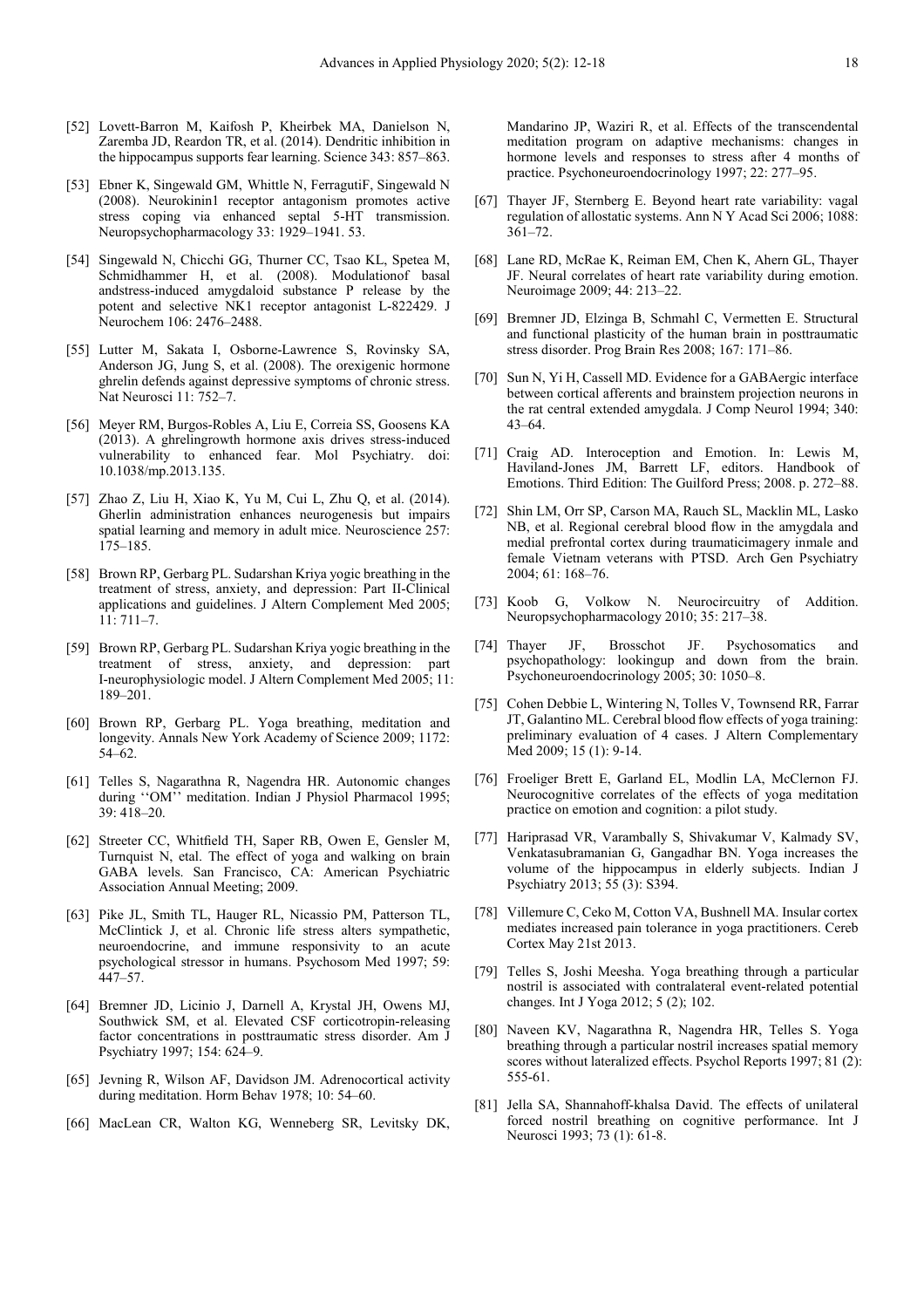[52] Lovett-Barron M, Kaifosh P, Kheirbek MA, Danielson N, Zaremba JD, Reardon TR, et al. (2014). Dendritic inhibition in the hippocampus supports fear learning. Science 343: 857–863.

[53] Ebner K, Singewald GM, Whittle N, FerragutiF, Singewald N (2008). Neurokinin1 receptor antagonism promotes active stress coping via enhanced septal 5-HT transmission. Neuropsychopharmacology 33: 1929–1941. 53.

[54] Singewald N, Chicchi GG, Thurner CC, Tsao KL, Spetea M, Schmidhammer H, et al. (2008). Modulationof basal andstress-induced amygdaloid substance P release by the potent and selective NK1 receptor antagonist L-822429. J Neurochem 106: 2476–2488.

[55] Lutter M, Sakata I, Osborne-Lawrence S, Rovinsky SA, Anderson JG, Jung S, et al. (2008). The orexigenic hormone ghrelin defends against depressive symptoms of chronic stress. Nat Neurosci 11: 752–7.

[56] Meyer RM, Burgos-Robles A, Liu E, Correia SS, Goosens KA (2013). A ghrelingrowth hormone axis drives stress-induced vulnerability to enhanced fear. Mol Psychiatry. doi: 10.1038/mp.2013.135.

[57] Zhao Z, Liu H, Xiao K, Yu M, Cui L, Zhu Q, et al. (2014). Gherlin administration enhances neurogenesis but impairs spatial learning and memory in adult mice. Neuroscience 257: 175–185.

[58] Brown RP, Gerbarg PL. Sudarshan Kriya yogic breathing in the treatment of stress, anxiety, and depression: Part II-Clinical applications and guidelines. J Altern Complement Med 2005; 11: 711–7.

[59] Brown RP, Gerbarg PL. Sudarshan Kriya yogic breathing in the treatment of stress, anxiety, and depression: part I-neurophysiologic model. J Altern Complement Med 2005; 11: 189–201.

[60] Brown RP, Gerbarg PL. Yoga breathing, meditation and longevity. Annals New York Academy of Science 2009; 1172: 54–62.

[61] Telles S, Nagarathna R, Nagendra HR. Autonomic changes during ''OM'' meditation. Indian J Physiol Pharmacol 1995; 39: 418–20.

[62] Streeter CC, Whitfield TH, Saper RB, Owen E, Gensler M, Turnquist N, etal. The effect of yoga and walking on brain GABA levels. San Francisco, CA: American Psychiatric Association Annual Meeting; 2009.

[63] Pike JL, Smith TL, Hauger RL, Nicassio PM, Patterson TL, McClintick J, et al. Chronic life stress alters sympathetic, neuroendocrine, and immune responsivity to an acute psychological stressor in humans. Psychosom Med 1997; 59: 447–57.

[64] Bremner JD, Licinio J, Darnell A, Krystal JH, Owens MJ, Southwick SM, et al. Elevated CSF corticotropin-releasing factor concentrations in posttraumatic stress disorder. Am J Psychiatry 1997; 154: 624–9.

[65] Jevning R, Wilson AF, Davidson JM. Adrenocortical activity during meditation. Horm Behav 1978; 10: 54–60.

[66] MacLean CR, Walton KG, Wenneberg SR, Levitsky DK, Mandarino JP, Waziri R, et al. Effects of the transcendental meditation program on adaptive mechanisms: changes in hormone levels and responses to stress after 4 months of practice. Psychoneuroendocrinology 1997; 22: 277–95.

[67] Thayer JF, Sternberg E. Beyond heart rate variability: vagal regulation of allostatic systems. Ann N Y Acad Sci 2006; 1088: 361–72.

[68] Lane RD, McRae K, Reiman EM, Chen K, Ahern GL, Thayer JF. Neural correlates of heart rate variability during emotion. Neuroimage 2009; 44: 213–22.

[69] Bremner JD, Elzinga B, Schmahl C, Vermetten E. Structural and functional plasticity of the human brain in posttraumatic stress disorder. Prog Brain Res 2008; 167: 171–86.

[70] Sun N, Yi H, Cassell MD. Evidence for a GABAergic interface between cortical afferents and brainstem projection neurons in the rat central extended amygdala. J Comp Neurol 1994; 340: 43–64.

[71] Craig AD. Interoception and Emotion. In: Lewis M, Haviland-Jones JM, Barrett LF, editors. Handbook of Emotions. Third Edition: The Guilford Press; 2008. p. 272–88.

[72] Shin LM, Orr SP, Carson MA, Rauch SL, Macklin ML, Lasko NB, et al. Regional cerebral blood flow in the amygdala and medial prefrontal cortex during traumaticimagery inmale and female Vietnam veterans with PTSD. Arch Gen Psychiatry 2004; 61: 168–76.

[73] Koob G, Volkow N. Neurocircuitry of Addiction. Neuropsychopharmacology 2010; 35: 217–38.

[74] Thayer JF, Brosschot JF. Psychosomatics and psychopathology: lookingup and down from the brain. Psychoneuroendocrinology 2005; 30: 1050–8.

[75] Cohen Debbie L, Wintering N, Tolles V, Townsend RR, Farrar JT, Galantino ML. Cerebral blood flow effects of yoga training: preliminary evaluation of 4 cases. J Altern Complementary Med 2009; 15 (1): 9-14.

[76] Froeliger Brett E, Garland EL, Modlin LA, McClernon FJ. Neurocognitive correlates of the effects of yoga meditation practice on emotion and cognition: a pilot study.

[77] Hariprasad VR, Varambally S, Shivakumar V, Kalmady SV, Venkatasubramanian G, Gangadhar BN. Yoga increases the volume of the hippocampus in elderly subjects. Indian J Psychiatry 2013; 55 (3): S394.

[78] Villemure C, Ceko M, Cotton VA, Bushnell MA. Insular cortex mediates increased pain tolerance in yoga practitioners. Cereb Cortex May 21st 2013.

[79] Telles S, Joshi Meesha. Yoga breathing through a particular nostril is associated with contralateral event-related potential changes. Int J Yoga 2012; 5 (2); 102.

[80] Naveen KV, Nagarathna R, Nagendra HR, Telles S. Yoga breathing through a particular nostril increases spatial memory scores without lateralized effects. Psychol Reports 1997; 81 (2): 555-61.

[81] Jella SA, Shannahoff-khalsa David. The effects of unilateral forced nostril breathing on cognitive performance. Int J Neurosci 1993; 73 (1): 61-8.